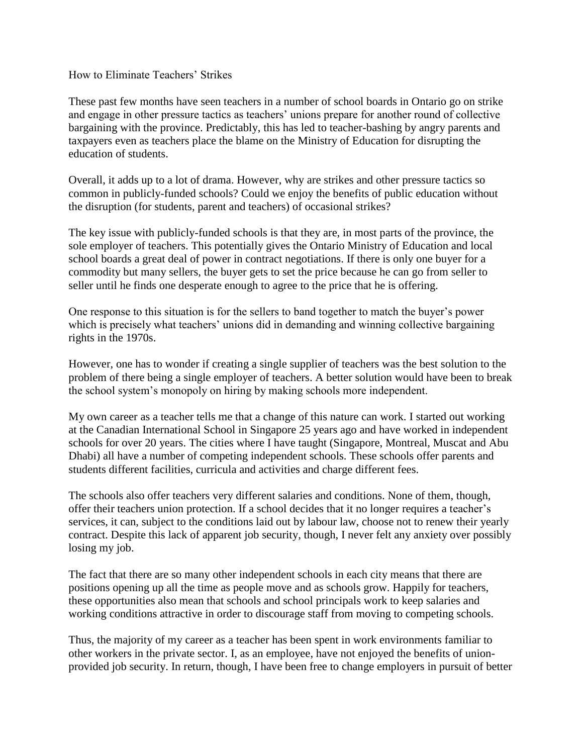# How to Eliminate Teachers' Strikes

These past few months have seen teachers in a number of school boards in Ontario go on strike and engage in other pressure tactics as teachers' unions prepare for another round of collective bargaining with the province. Predictably, this has led to teacher-bashing by angry parents and taxpayers even as teachers place the blame on the Ministry of Education for disrupting the education of students.

Overall, it adds up to a lot of drama. However, why are strikes and other pressure tactics so common in publicly-funded schools? Could we enjoy the benefits of public education without the disruption (for students, parent and teachers) of occasional strikes?

The key issue with publicly-funded schools is that they are, in most parts of the province, the sole employer of teachers. This potentially gives the Ontario Ministry of Education and local school boards a great deal of power in contract negotiations. If there is only one buyer for a commodity but many sellers, the buyer gets to set the price because he can go from seller to seller until he finds one desperate enough to agree to the price that he is offering.

One response to this situation is for the sellers to band together to match the buyer's power which is precisely what teachers' unions did in demanding and winning collective bargaining rights in the 1970s.

However, one has to wonder if creating a single supplier of teachers was the best solution to the problem of there being a single employer of teachers. A better solution would have been to break the school system's monopoly on hiring by making schools more independent.

My own career as a teacher tells me that a change of this nature can work. I started out working at the Canadian International School in Singapore 25 years ago and have worked in independent schools for over 20 years. The cities where I have taught (Singapore, Montreal, Muscat and Abu Dhabi) all have a number of competing independent schools. These schools offer parents and students different facilities, curricula and activities and charge different fees.

The schools also offer teachers very different salaries and conditions. None of them, though, offer their teachers union protection. If a school decides that it no longer requires a teacher's services, it can, subject to the conditions laid out by labour law, choose not to renew their yearly contract. Despite this lack of apparent job security, though, I never felt any anxiety over possibly losing my job.

The fact that there are so many other independent schools in each city means that there are positions opening up all the time as people move and as schools grow. Happily for teachers, these opportunities also mean that schools and school principals work to keep salaries and working conditions attractive in order to discourage staff from moving to competing schools.

Thus, the majority of my career as a teacher has been spent in work environments familiar to other workers in the private sector. I, as an employee, have not enjoyed the benefits of union-provided job security. In return, though, I have been free to change employers in pursuit of better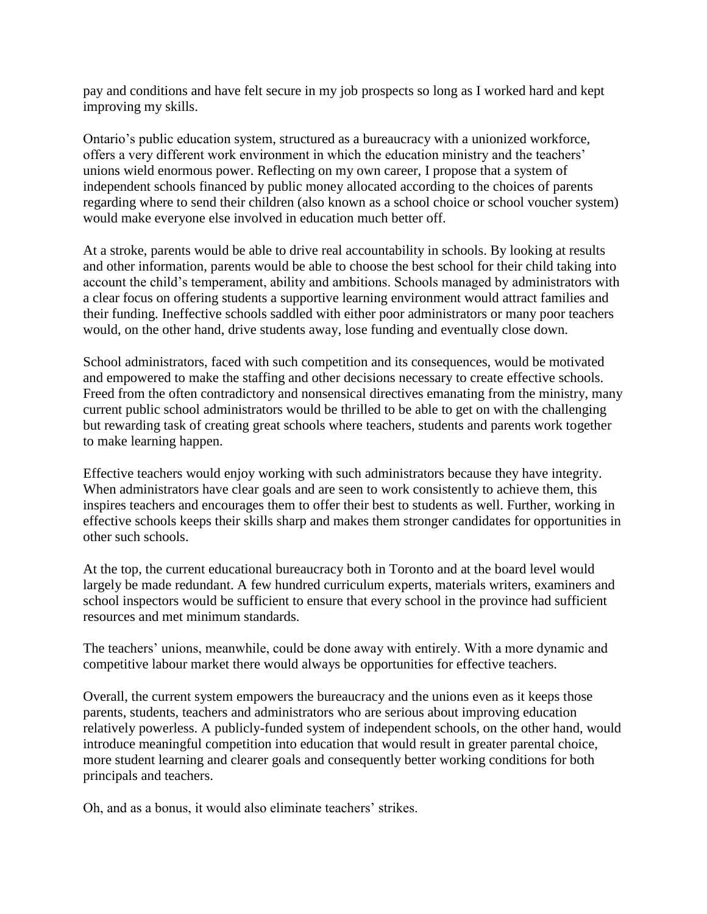pay and conditions and have felt secure in my job prospects so long as I worked hard and kept improving my skills.

Ontario's public education system, structured as a bureaucracy with a unionized workforce, offers a very different work environment in which the education ministry and the teachers' unions wield enormous power. Reflecting on my own career, I propose that a system of independent schools financed by public money allocated according to the choices of parents regarding where to send their children (also known as a school choice or school voucher system) would make everyone else involved in education much better off.

At a stroke, parents would be able to drive real accountability in schools. By looking at results and other information, parents would be able to choose the best school for their child taking into account the child's temperament, ability and ambitions. Schools managed by administrators with a clear focus on offering students a supportive learning environment would attract families and their funding. Ineffective schools saddled with either poor administrators or many poor teachers would, on the other hand, drive students away, lose funding and eventually close down.

School administrators, faced with such competition and its consequences, would be motivated and empowered to make the staffing and other decisions necessary to create effective schools. Freed from the often contradictory and nonsensical directives emanating from the ministry, many current public school administrators would be thrilled to be able to get on with the challenging but rewarding task of creating great schools where teachers, students and parents work together to make learning happen.

Effective teachers would enjoy working with such administrators because they have integrity. When administrators have clear goals and are seen to work consistently to achieve them, this inspires teachers and encourages them to offer their best to students as well. Further, working in effective schools keeps their skills sharp and makes them stronger candidates for opportunities in other such schools.

At the top, the current educational bureaucracy both in Toronto and at the board level would largely be made redundant. A few hundred curriculum experts, materials writers, examiners and school inspectors would be sufficient to ensure that every school in the province had sufficient resources and met minimum standards.

The teachers' unions, meanwhile, could be done away with entirely. With a more dynamic and competitive labour market there would always be opportunities for effective teachers.

Overall, the current system empowers the bureaucracy and the unions even as it keeps those parents, students, teachers and administrators who are serious about improving education relatively powerless. A publicly-funded system of independent schools, on the other hand, would introduce meaningful competition into education that would result in greater parental choice, more student learning and clearer goals and consequently better working conditions for both principals and teachers.

Oh, and as a bonus, it would also eliminate teachers' strikes.